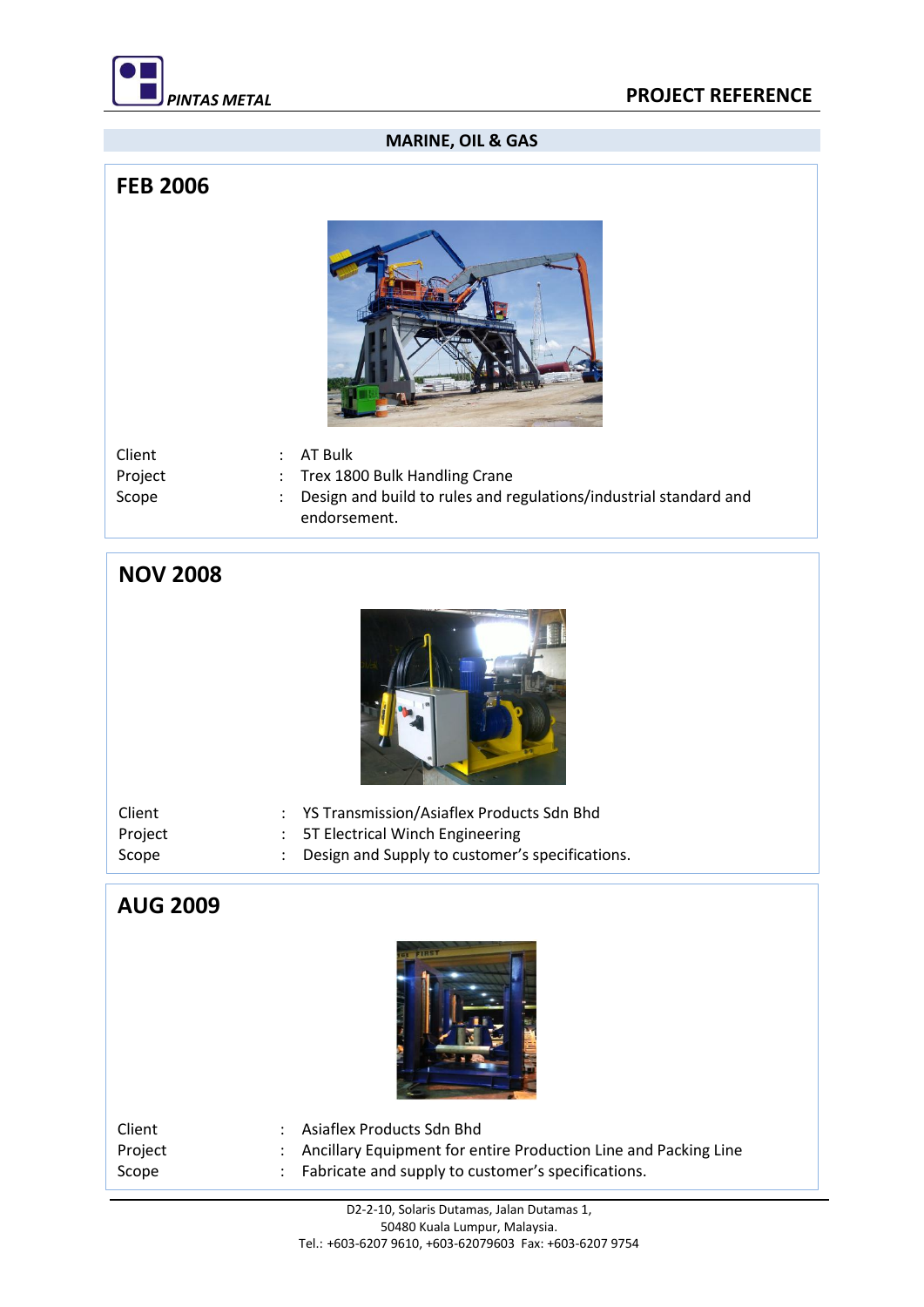## MARINE, OIL & GAS

### FEB 2006

Client : AT Bulk
Project : Trex 1800 Bulk Handling Crane
Scope : Design and build to rules and regulations/industrial standard and endorsement.

### NOV 2008

Client : YS Transmission/Asiaflex Products Sdn Bhd
Project : 5T Electrical Winch Engineering
Scope : Design and Supply to customer's specifications.

### AUG 2009

Client : Asiaflex Products Sdn Bhd
Project : Ancillary Equipment for entire Production Line and Packing Line
Scope : Fabricate and supply to customer's specifications.

D2-2-10, Solaris Dutamas, Jalan Dutamas 1,
50480 Kuala Lumpur, Malaysia.
Tel.: +603-6207 9610, +603-62079603 Fax: +603-6207 9754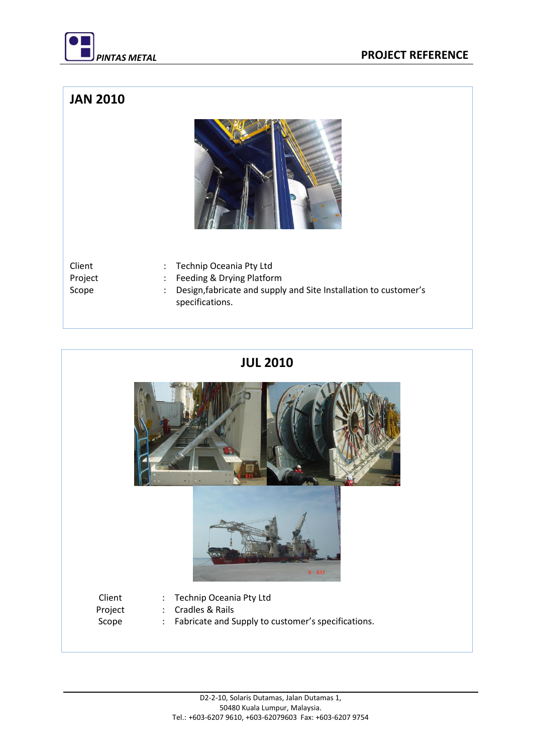## JAN 2010

Client : Technip Oceania Pty Ltd
Project : Feeding & Drying Platform
Scope : Design,fabricate and supply and Site Installation to customer's specifications.

## JUL 2010

Client : Technip Oceania Pty Ltd
Project : Cradles & Rails
Scope : Fabricate and Supply to customer's specifications.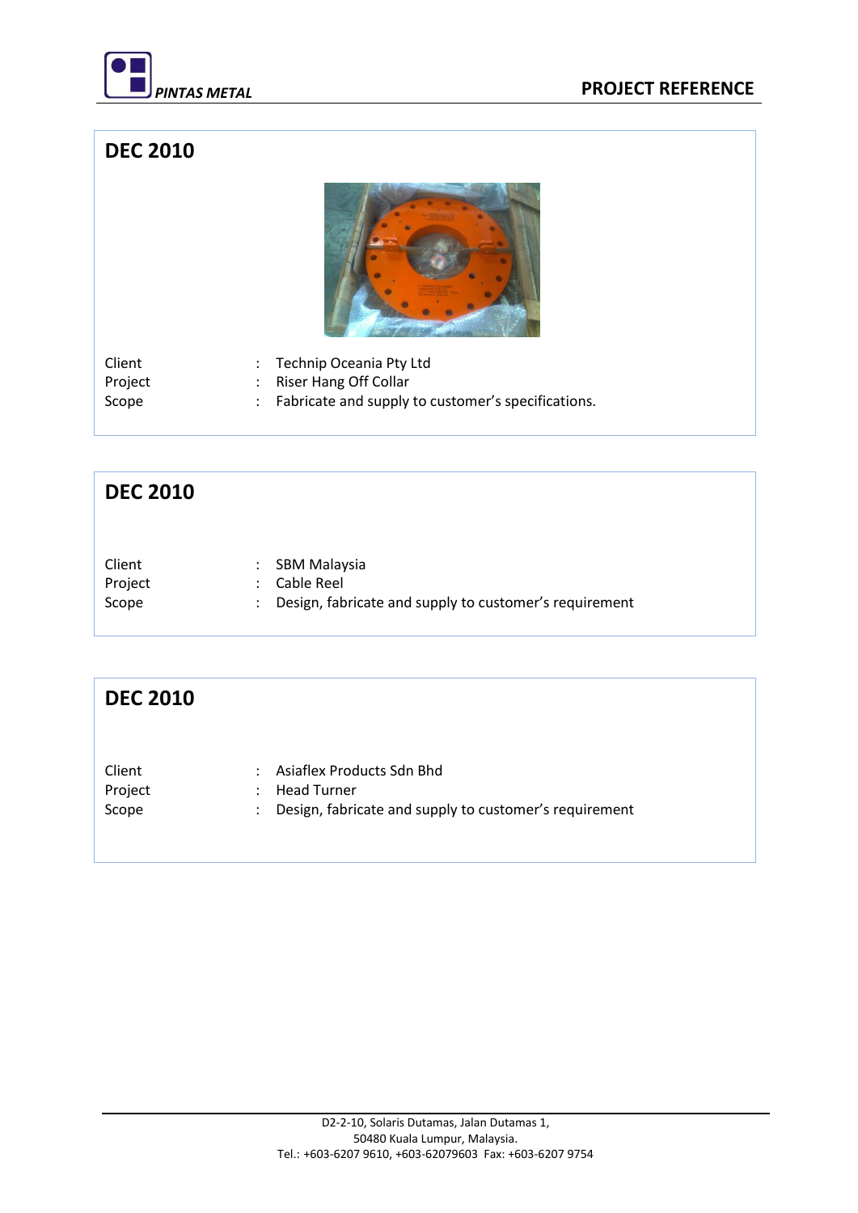## DEC 2010

Client : Technip Oceania Pty Ltd
Project : Riser Hang Off Collar
Scope : Fabricate and supply to customer's specifications.

## DEC 2010

Client : SBM Malaysia
Project : Cable Reel
Scope : Design, fabricate and supply to customer's requirement

## DEC 2010

Client : Asiaflex Products Sdn Bhd
Project : Head Turner
Scope : Design, fabricate and supply to customer's requirement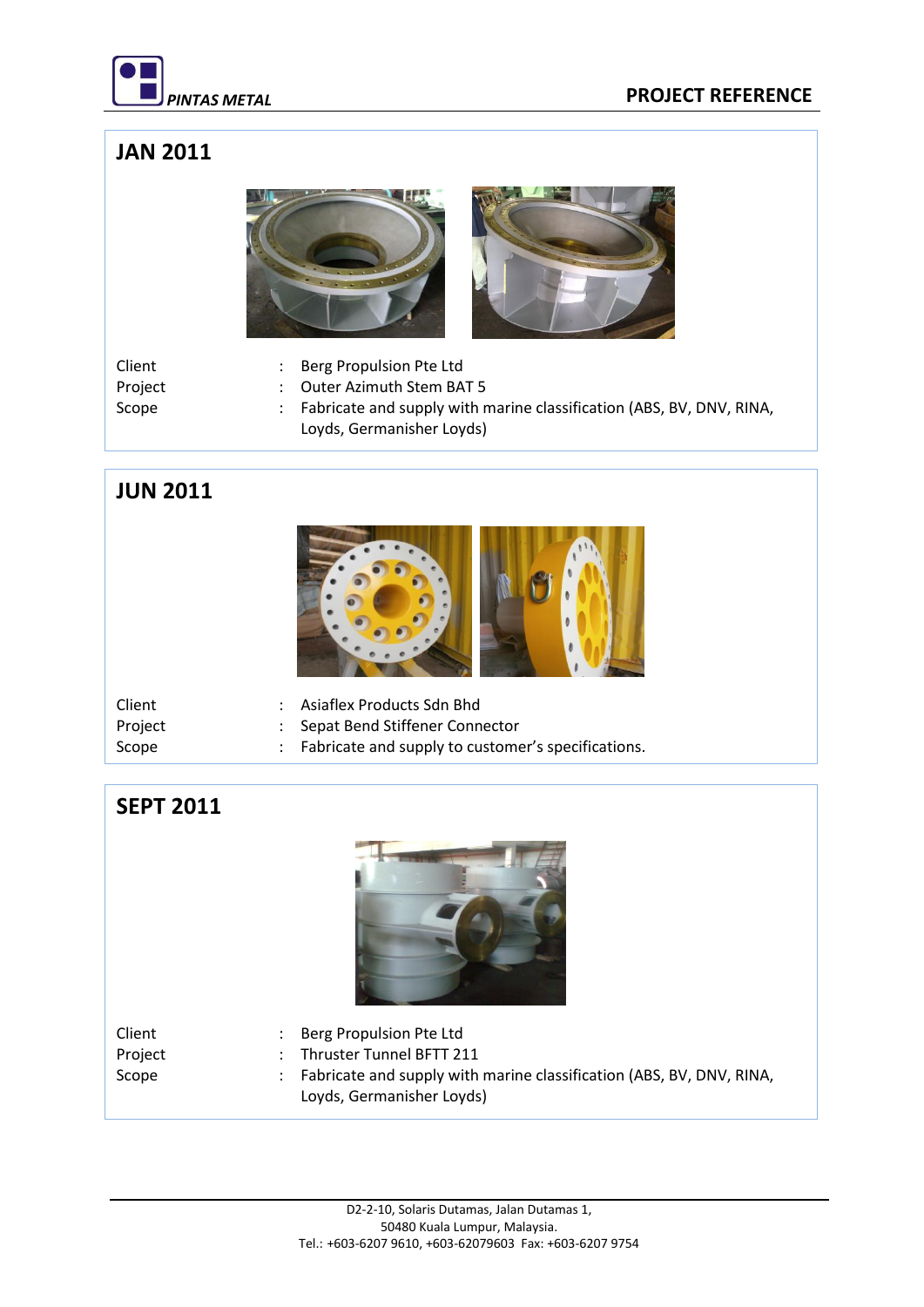## JAN 2011

| | | |
|---|---|---|
| Client | : | Berg Propulsion Pte Ltd |
| Project | : | Outer Azimuth Stem BAT 5 |
| Scope | : | Fabricate and supply with marine classification (ABS, BV, DNV, RINA, Loyds, Germanisher Loyds) |

## JUN 2011

| | | |
|---|---|---|
| Client | : | Asiaflex Products Sdn Bhd |
| Project | : | Sepat Bend Stiffener Connector |
| Scope | : | Fabricate and supply to customer's specifications. |

## SEPT 2011

| | | |
|---|---|---|
| Client | : | Berg Propulsion Pte Ltd |
| Project | : | Thruster Tunnel BFTT 211 |
| Scope | : | Fabricate and supply with marine classification (ABS, BV, DNV, RINA, Loyds, Germanisher Loyds) |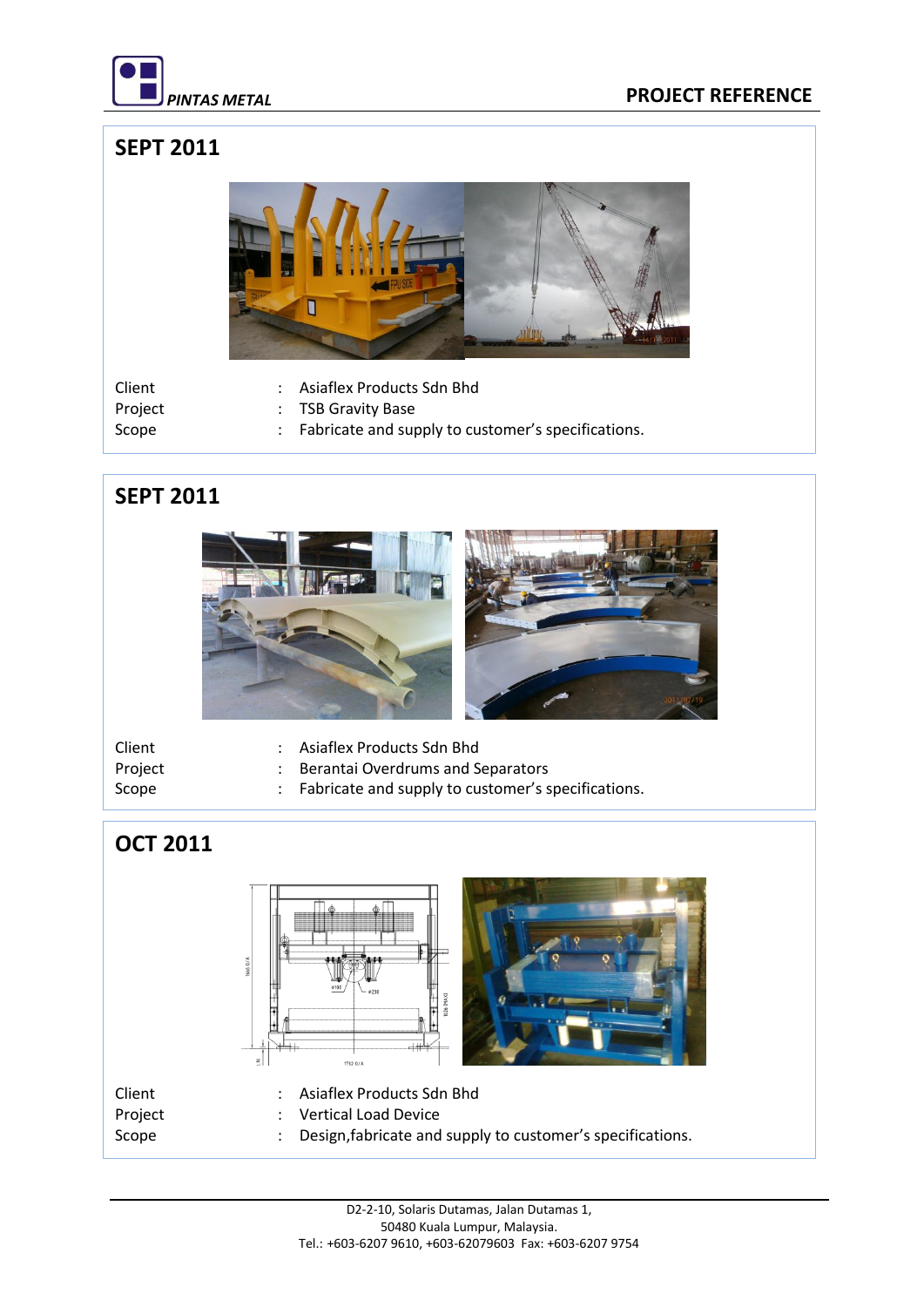## SEPT 2011

Client : Asiaflex Products Sdn Bhd
Project : TSB Gravity Base
Scope : Fabricate and supply to customer's specifications.

## SEPT 2011

Client : Asiaflex Products Sdn Bhd
Project : Berantai Overdrums and Separators
Scope : Fabricate and supply to customer's specifications.

## OCT 2011

Client : Asiaflex Products Sdn Bhd
Project : Vertical Load Device
Scope : Design,fabricate and supply to customer's specifications.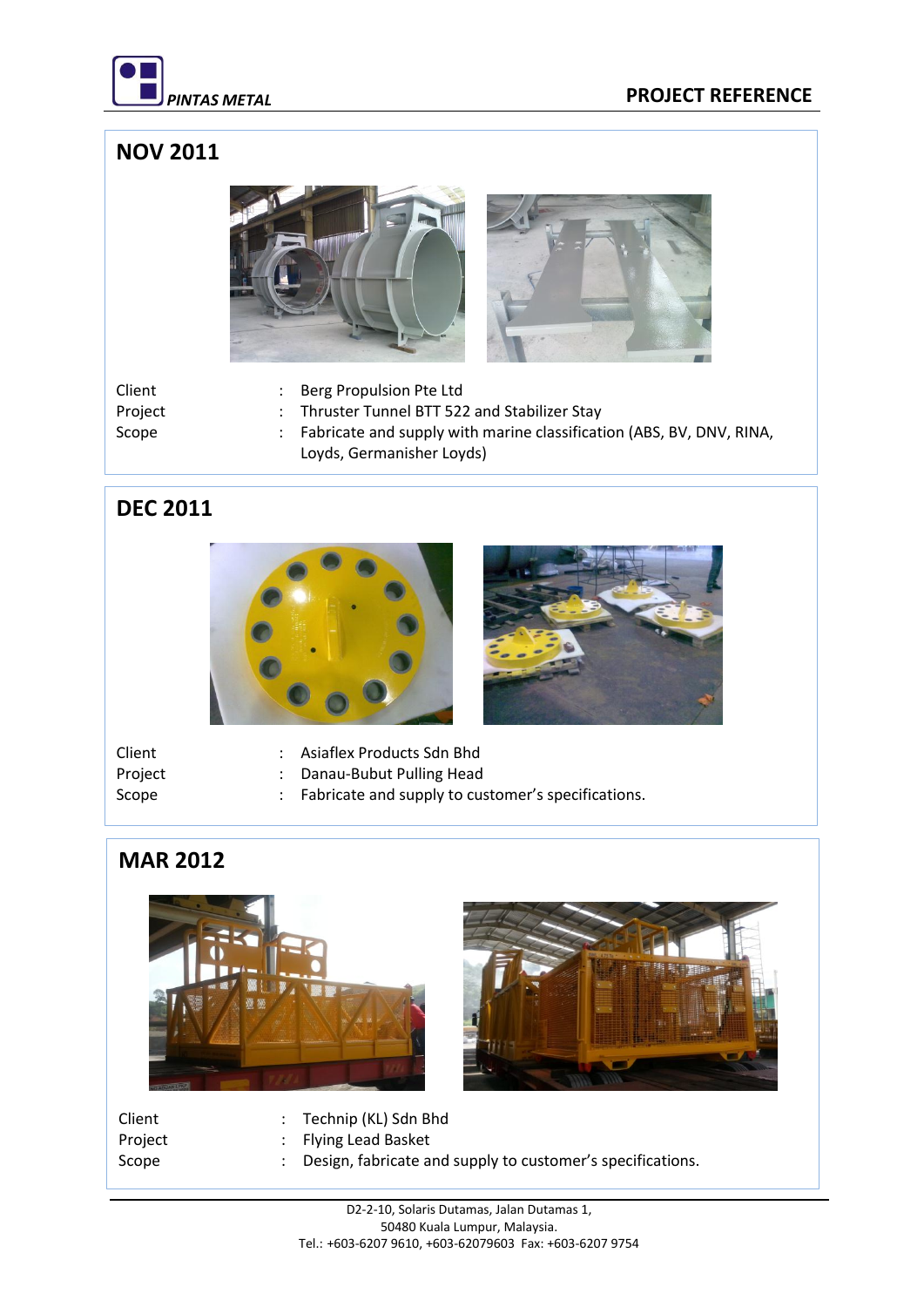## NOV 2011

| | | |
|---|---|---|
| Client | : | Berg Propulsion Pte Ltd |
| Project | : | Thruster Tunnel BTT 522 and Stabilizer Stay |
| Scope | : | Fabricate and supply with marine classification (ABS, BV, DNV, RINA, Loyds, Germanisher Loyds) |

## DEC 2011

| | | |
|---|---|---|
| Client | : | Asiaflex Products Sdn Bhd |
| Project | : | Danau-Bubut Pulling Head |
| Scope | : | Fabricate and supply to customer's specifications. |

## MAR 2012

| | | |
|---|---|---|
| Client | : | Technip (KL) Sdn Bhd |
| Project | : | Flying Lead Basket |
| Scope | : | Design, fabricate and supply to customer's specifications. |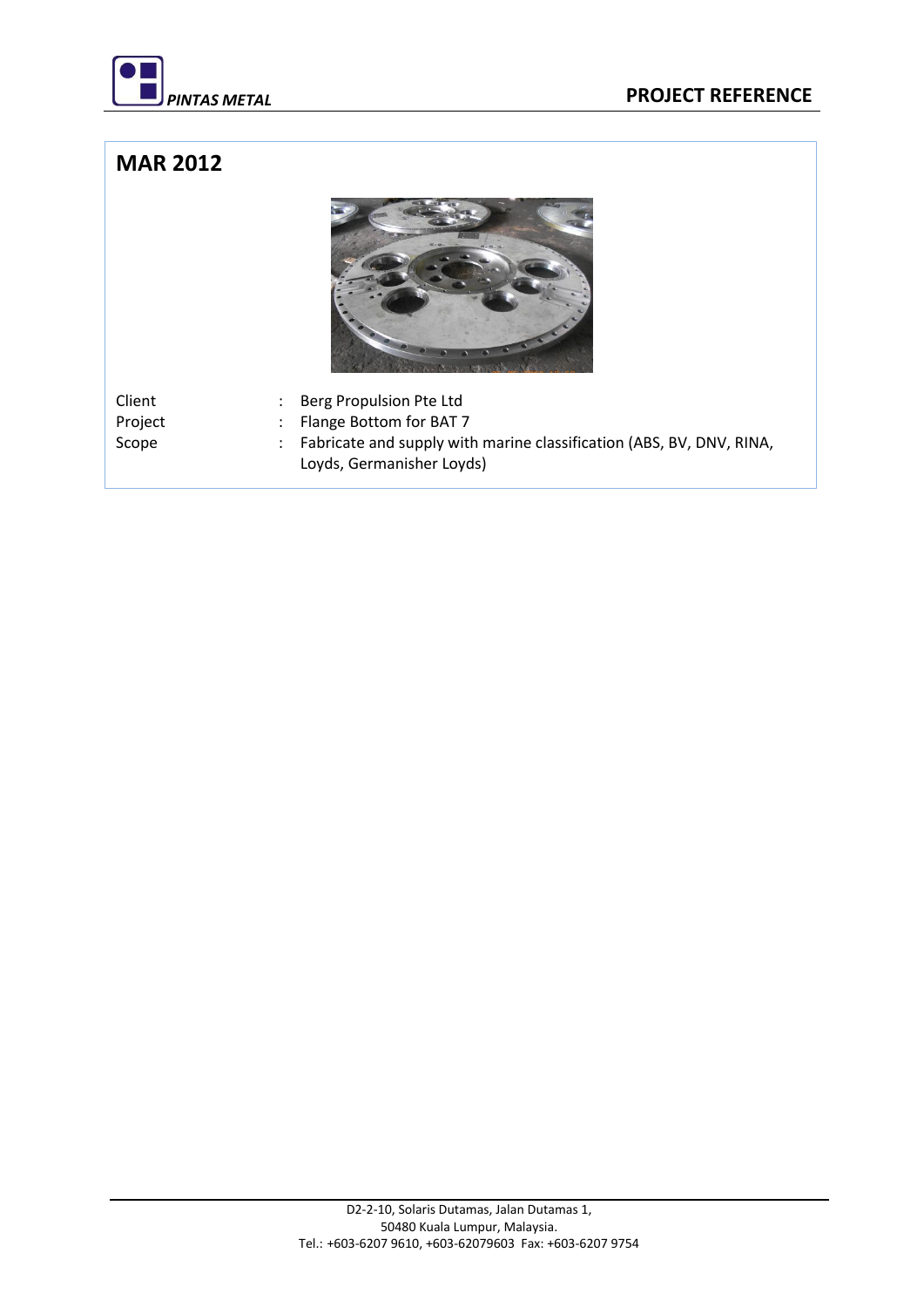## MAR 2012

| | | |
|---|---|---|
| Client | : | Berg Propulsion Pte Ltd |
| Project | : | Flange Bottom for BAT 7 |
| Scope | : | Fabricate and supply with marine classification (ABS, BV, DNV, RINA, Loyds, Germanisher Loyds) |